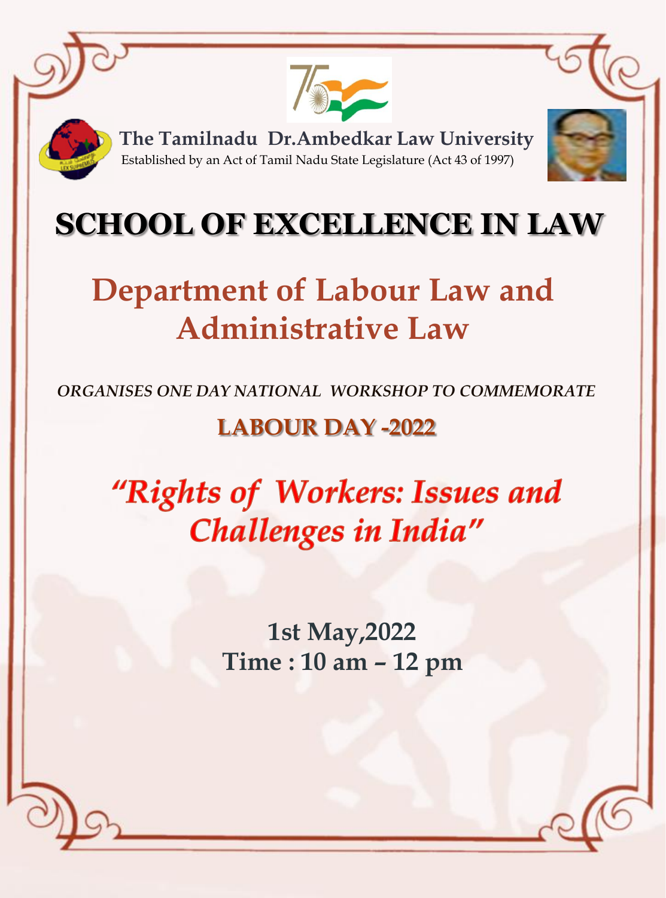**The Tamilnadu Dr.Ambedkar Law University**

Established by an Act of Tamil Nadu State Legislature (Act 43 of 1997)

# SCHOOL OF EXCELLENCE IN LAW

## Department of Labour Law and Administrative Law

*ORGANISES ONE DAY NATIONAL WORKSHOP TO COMMEMORATE*

**LABOUR DAY -2022**

## *"Rights of Workers: Issues and Challenges in India"*

**1st May,2022**

**Time : 10 am – 12 pm**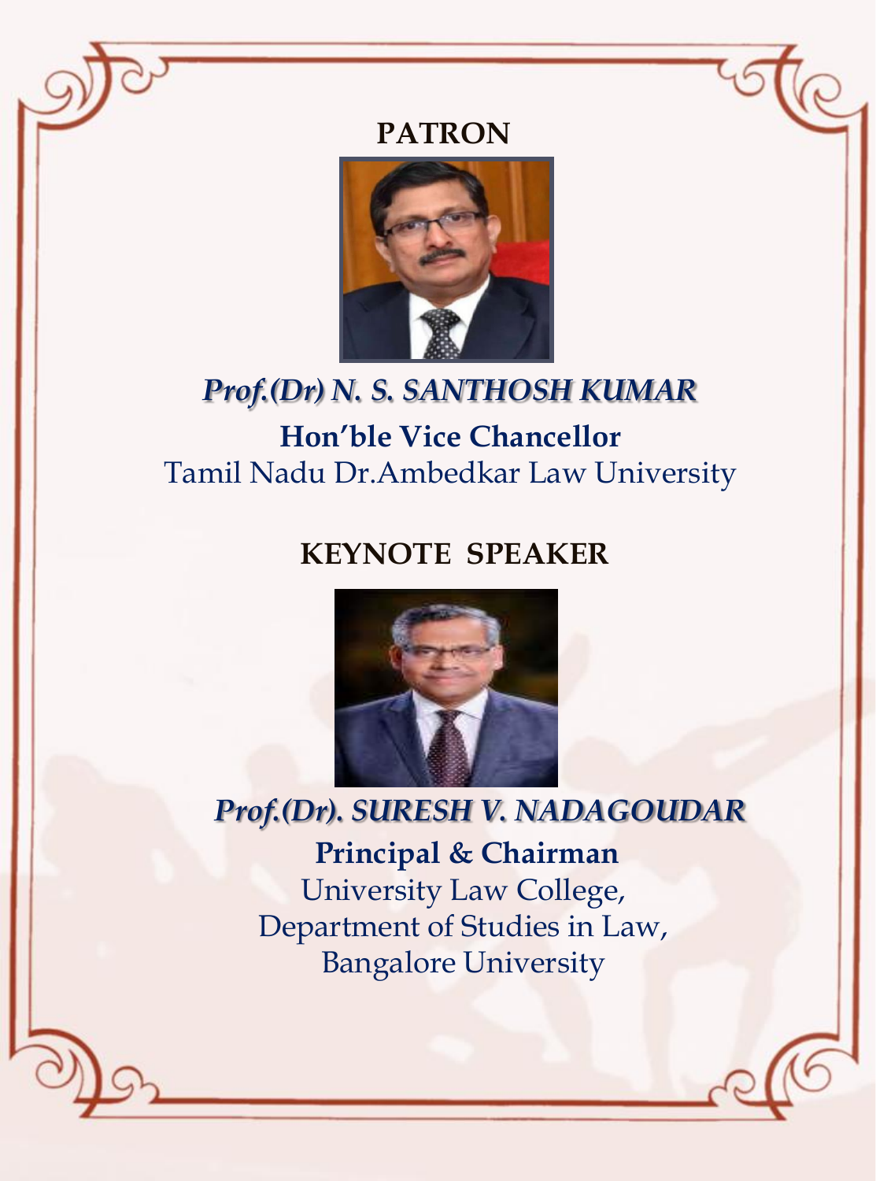## PATRON

***Prof.(Dr) N. S. SANTHOSH KUMAR***

**Hon'ble Vice Chancellor**

Tamil Nadu Dr.Ambedkar Law University

## KEYNOTE SPEAKER

***Prof.(Dr). SURESH V. NADAGOUDAR***

**Principal & Chairman**

University Law College,
Department of Studies in Law,
Bangalore University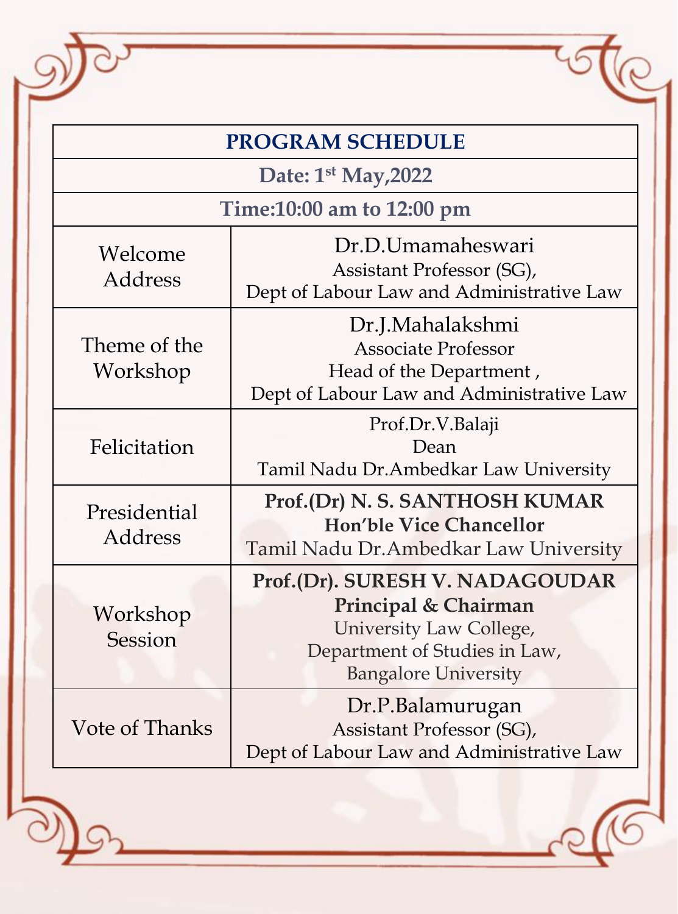# PROGRAM SCHEDULE

**Date: 1st May,2022**

**Time:10:00 am to 12:00 pm**

| | |
|---|---|
| Welcome Address | Dr.D.Umamaheswari<br>Assistant Professor (SG),<br>Dept of Labour Law and Administrative Law |
| Theme of the Workshop | Dr.J.Mahalakshmi<br>Associate Professor<br>Head of the Department ,<br>Dept of Labour Law and Administrative Law |
| Felicitation | Prof.Dr.V.Balaji<br>Dean<br>Tamil Nadu Dr.Ambedkar Law University |
| Presidential Address | **Prof.(Dr) N. S. SANTHOSH KUMAR**<br>**Hon'ble Vice Chancellor**<br>Tamil Nadu Dr.Ambedkar Law University |
| Workshop Session | **Prof.(Dr). SURESH V. NADAGOUDAR**<br>**Principal & Chairman**<br>University Law College,<br>Department of Studies in Law,<br>Bangalore University |
| Vote of Thanks | Dr.P.Balamurugan<br>Assistant Professor (SG),<br>Dept of Labour Law and Administrative Law |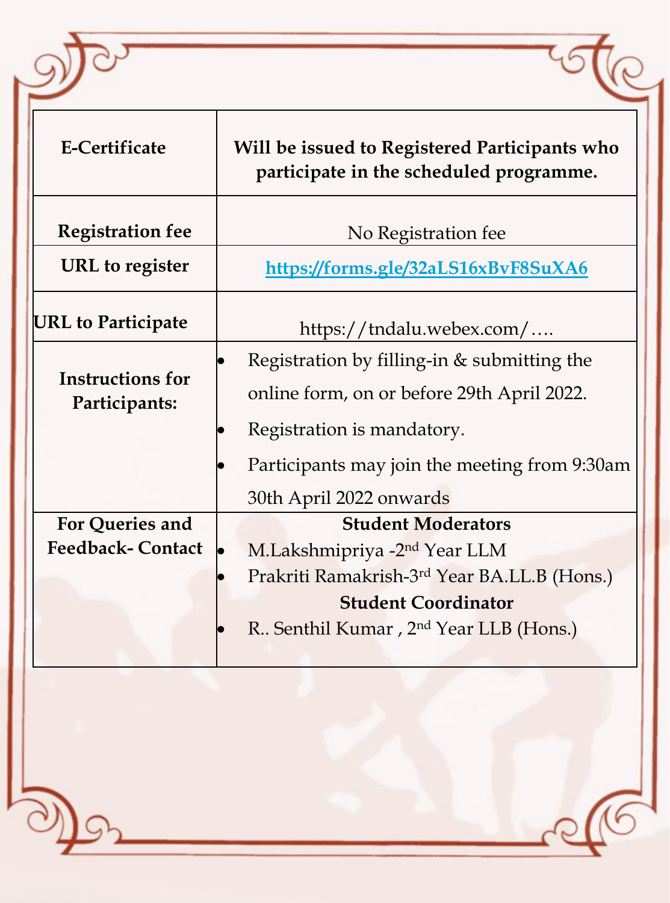| | |
|---|---|
| **E-Certificate** | **Will be issued to Registered Participants who participate in the scheduled programme.** |
| **Registration fee** | No Registration fee |
| **URL to register** | **https://forms.gle/32aLS16xBvF8SuXA6** |
| **URL to Participate** | https://tndalu.webex.com/…. |
| **Instructions for Participants:** | • Registration by filling-in & submitting the online form, on or before 29th April 2022.<br>• Registration is mandatory.<br>• Participants may join the meeting from 9:30am 30th April 2022 onwards |
| **For Queries and Feedback- Contact** | **Student Moderators**<br>• M.Lakshmipriya -2nd Year LLM<br>• Prakriti Ramakrish-3rd Year BA.LL.B (Hons.)<br>**Student Coordinator**<br>• R.. Senthil Kumar , 2nd Year LLB (Hons.) |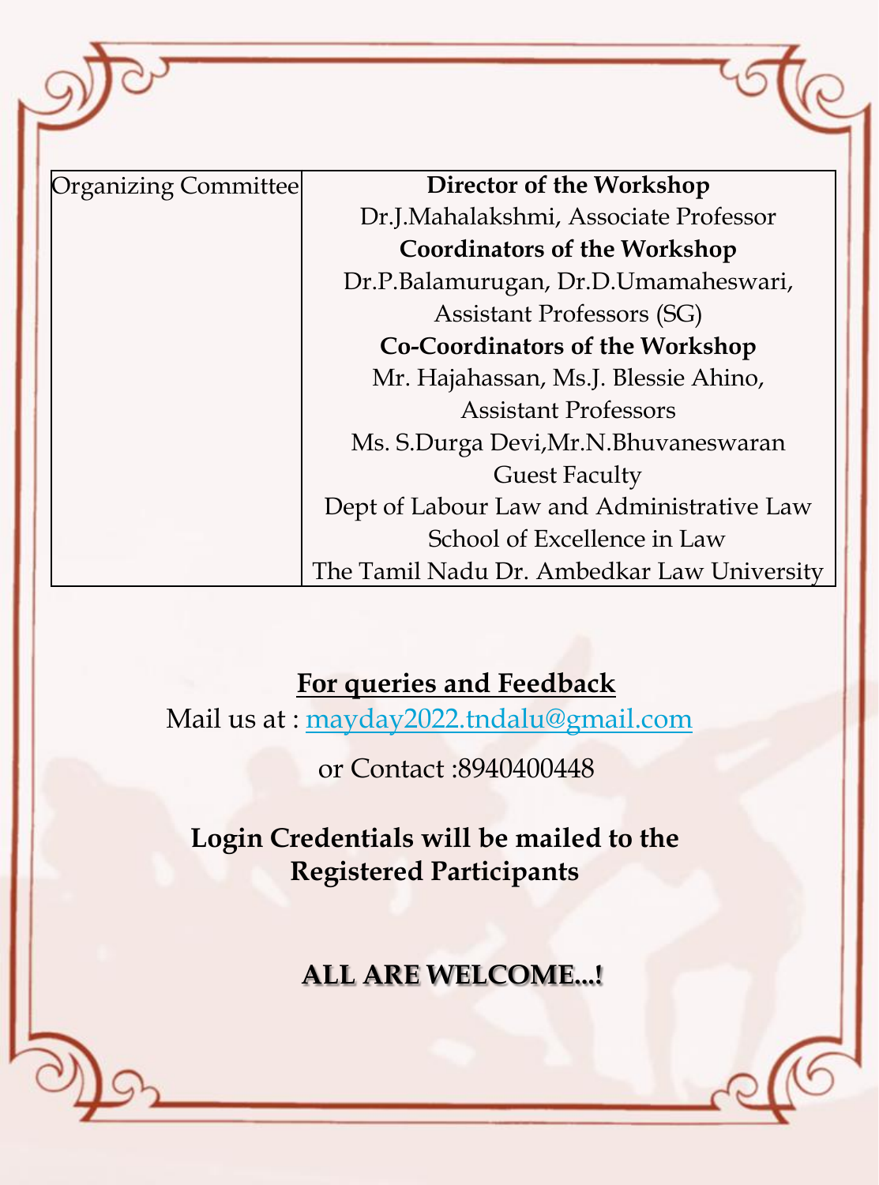| | |
|---|---|
| Organizing Committee | **Director of the Workshop**<br>Dr.J.Mahalakshmi, Associate Professor<br>**Coordinators of the Workshop**<br>Dr.P.Balamurugan, Dr.D.Umamaheswari,<br>Assistant Professors (SG)<br>**Co-Coordinators of the Workshop**<br>Mr. Hajahassan, Ms.J. Blessie Ahino,<br>Assistant Professors<br>Ms. S.Durga Devi,Mr.N.Bhuvaneswaran<br>Guest Faculty<br>Dept of Labour Law and Administrative Law<br>School of Excellence in Law<br>The Tamil Nadu Dr. Ambedkar Law University |

**For queries and Feedback**

Mail us at : mayday2022.tndalu@gmail.com

or Contact :8940400448

**Login Credentials will be mailed to the Registered Participants**

**ALL ARE WELCOME...!**